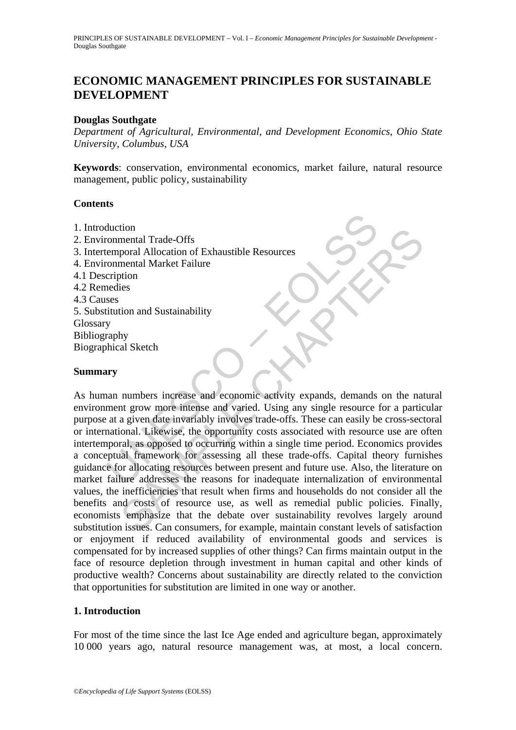# ECONOMIC MANAGEMENT PRINCIPLES FOR SUSTAINABLE DEVELOPMENT

**Douglas Southgate**

*Department of Agricultural, Environmental, and Development Economics, Ohio State University, Columbus, USA*

**Keywords**: conservation, environmental economics, market failure, natural resource management, public policy, sustainability

## Contents

1. Introduction
2. Environmental Trade-Offs
3. Intertemporal Allocation of Exhaustible Resources
4. Environmental Market Failure
4.1 Description
4.2 Remedies
4.3 Causes
5. Substitution and Sustainability
Glossary
Bibliography
Biographical Sketch

## Summary

As human numbers increase and economic activity expands, demands on the natural environment grow more intense and varied. Using any single resource for a particular purpose at a given date invariably involves trade-offs. These can easily be cross-sectoral or international. Likewise, the opportunity costs associated with resource use are often intertemporal, as opposed to occurring within a single time period. Economics provides a conceptual framework for assessing all these trade-offs. Capital theory furnishes guidance for allocating resources between present and future use. Also, the literature on market failure addresses the reasons for inadequate internalization of environmental values, the inefficiencies that result when firms and households do not consider all the benefits and costs of resource use, as well as remedial public policies. Finally, economists emphasize that the debate over sustainability revolves largely around substitution issues. Can consumers, for example, maintain constant levels of satisfaction or enjoyment if reduced availability of environmental goods and services is compensated for by increased supplies of other things? Can firms maintain output in the face of resource depletion through investment in human capital and other kinds of productive wealth? Concerns about sustainability are directly related to the conviction that opportunities for substitution are limited in one way or another.

## 1. Introduction

For most of the time since the last Ice Age ended and agriculture began, approximately 10 000 years ago, natural resource management was, at most, a local concern.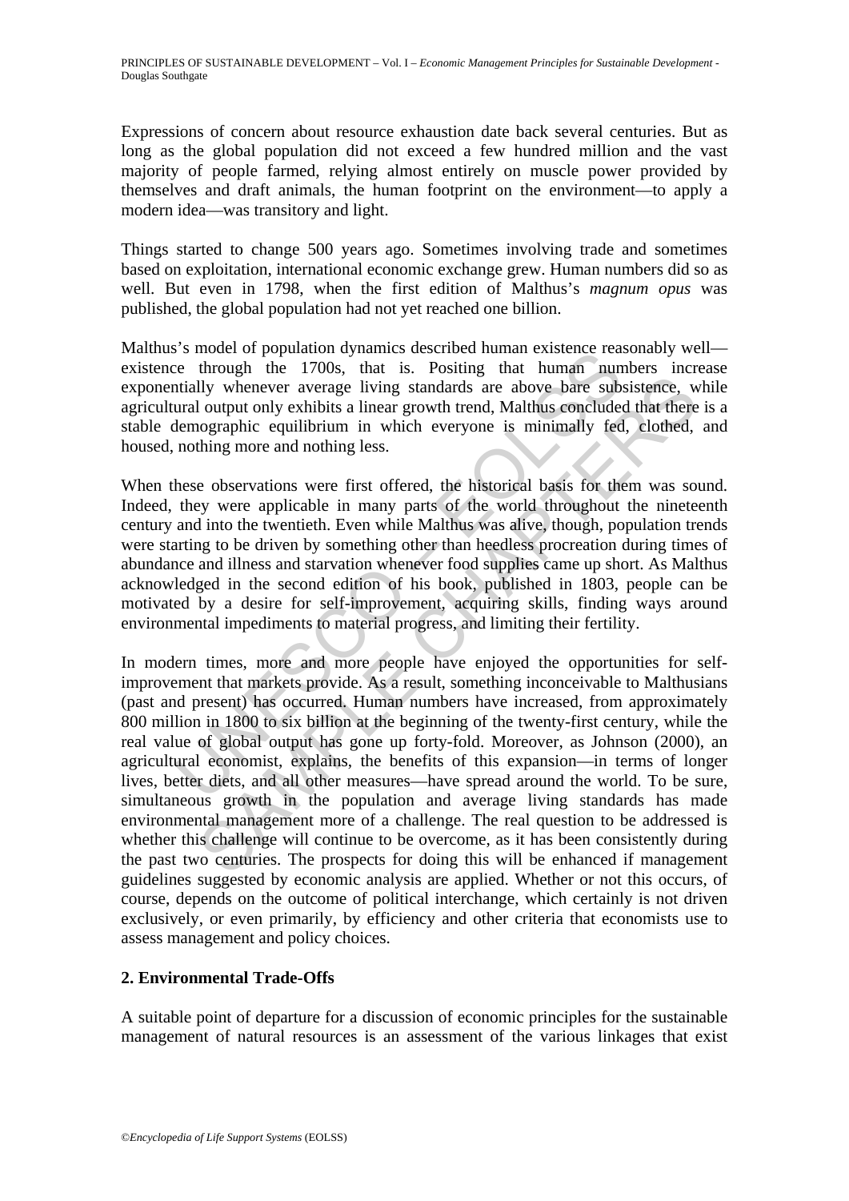Expressions of concern about resource exhaustion date back several centuries. But as long as the global population did not exceed a few hundred million and the vast majority of people farmed, relying almost entirely on muscle power provided by themselves and draft animals, the human footprint on the environment—to apply a modern idea—was transitory and light.

Things started to change 500 years ago. Sometimes involving trade and sometimes based on exploitation, international economic exchange grew. Human numbers did so as well. But even in 1798, when the first edition of Malthus's *magnum opus* was published, the global population had not yet reached one billion.

Malthus's model of population dynamics described human existence reasonably well—existence through the 1700s, that is. Positing that human numbers increase exponentially whenever average living standards are above bare subsistence, while agricultural output only exhibits a linear growth trend, Malthus concluded that there is a stable demographic equilibrium in which everyone is minimally fed, clothed, and housed, nothing more and nothing less.

When these observations were first offered, the historical basis for them was sound. Indeed, they were applicable in many parts of the world throughout the nineteenth century and into the twentieth. Even while Malthus was alive, though, population trends were starting to be driven by something other than heedless procreation during times of abundance and illness and starvation whenever food supplies came up short. As Malthus acknowledged in the second edition of his book, published in 1803, people can be motivated by a desire for self-improvement, acquiring skills, finding ways around environmental impediments to material progress, and limiting their fertility.

In modern times, more and more people have enjoyed the opportunities for self-improvement that markets provide. As a result, something inconceivable to Malthusians (past and present) has occurred. Human numbers have increased, from approximately 800 million in 1800 to six billion at the beginning of the twenty-first century, while the real value of global output has gone up forty-fold. Moreover, as Johnson (2000), an agricultural economist, explains, the benefits of this expansion—in terms of longer lives, better diets, and all other measures—have spread around the world. To be sure, simultaneous growth in the population and average living standards has made environmental management more of a challenge. The real question to be addressed is whether this challenge will continue to be overcome, as it has been consistently during the past two centuries. The prospects for doing this will be enhanced if management guidelines suggested by economic analysis are applied. Whether or not this occurs, of course, depends on the outcome of political interchange, which certainly is not driven exclusively, or even primarily, by efficiency and other criteria that economists use to assess management and policy choices.

## 2. Environmental Trade-Offs

A suitable point of departure for a discussion of economic principles for the sustainable management of natural resources is an assessment of the various linkages that exist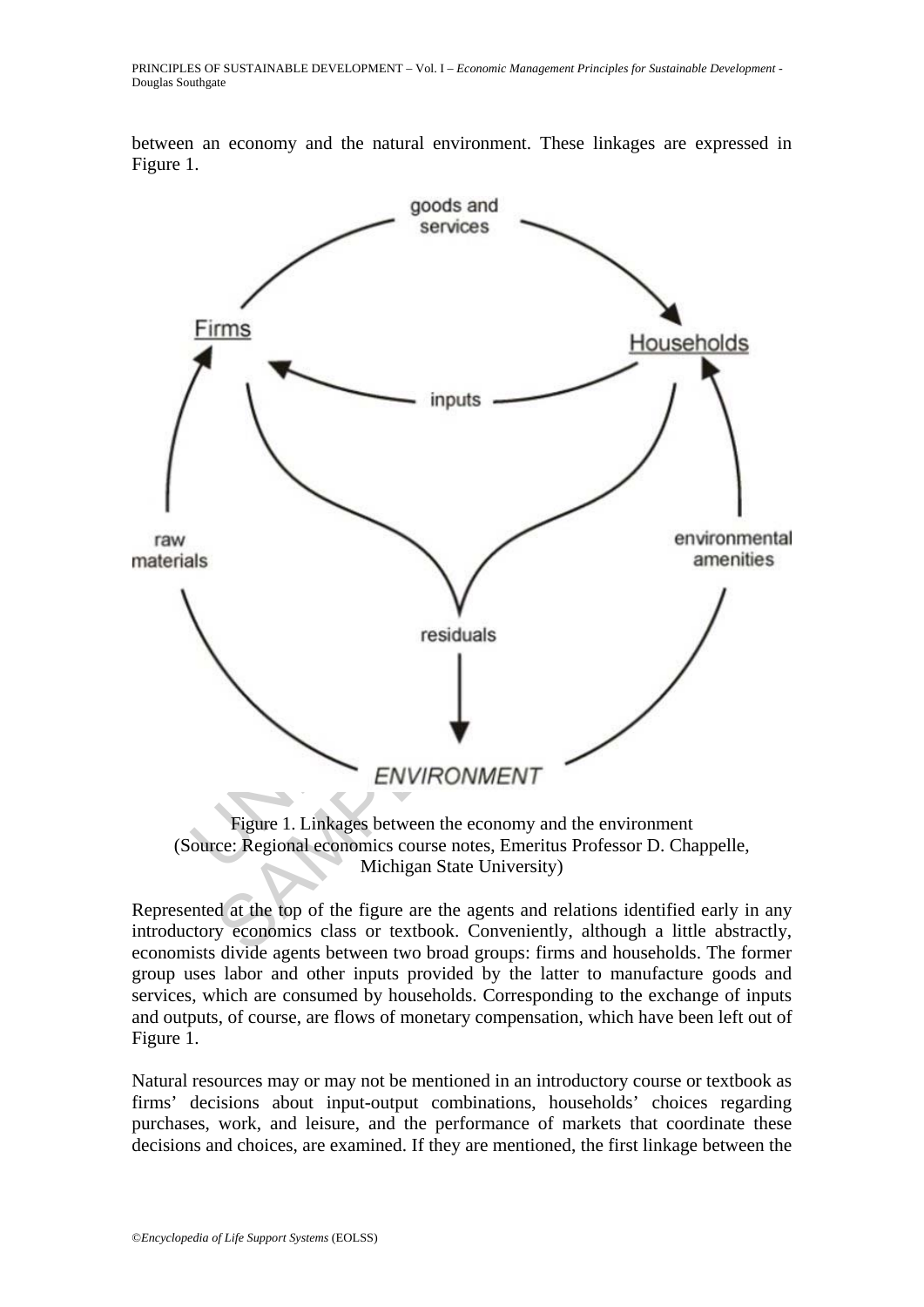between an economy and the natural environment. These linkages are expressed in Figure 1.

Figure 1. Linkages between the economy and the environment
(Source: Regional economics course notes, Emeritus Professor D. Chappelle, Michigan State University)

Represented at the top of the figure are the agents and relations identified early in any introductory economics class or textbook. Conveniently, although a little abstractly, economists divide agents between two broad groups: firms and households. The former group uses labor and other inputs provided by the latter to manufacture goods and services, which are consumed by households. Corresponding to the exchange of inputs and outputs, of course, are flows of monetary compensation, which have been left out of Figure 1.

Natural resources may or may not be mentioned in an introductory course or textbook as firms' decisions about input-output combinations, households' choices regarding purchases, work, and leisure, and the performance of markets that coordinate these decisions and choices, are examined. If they are mentioned, the first linkage between the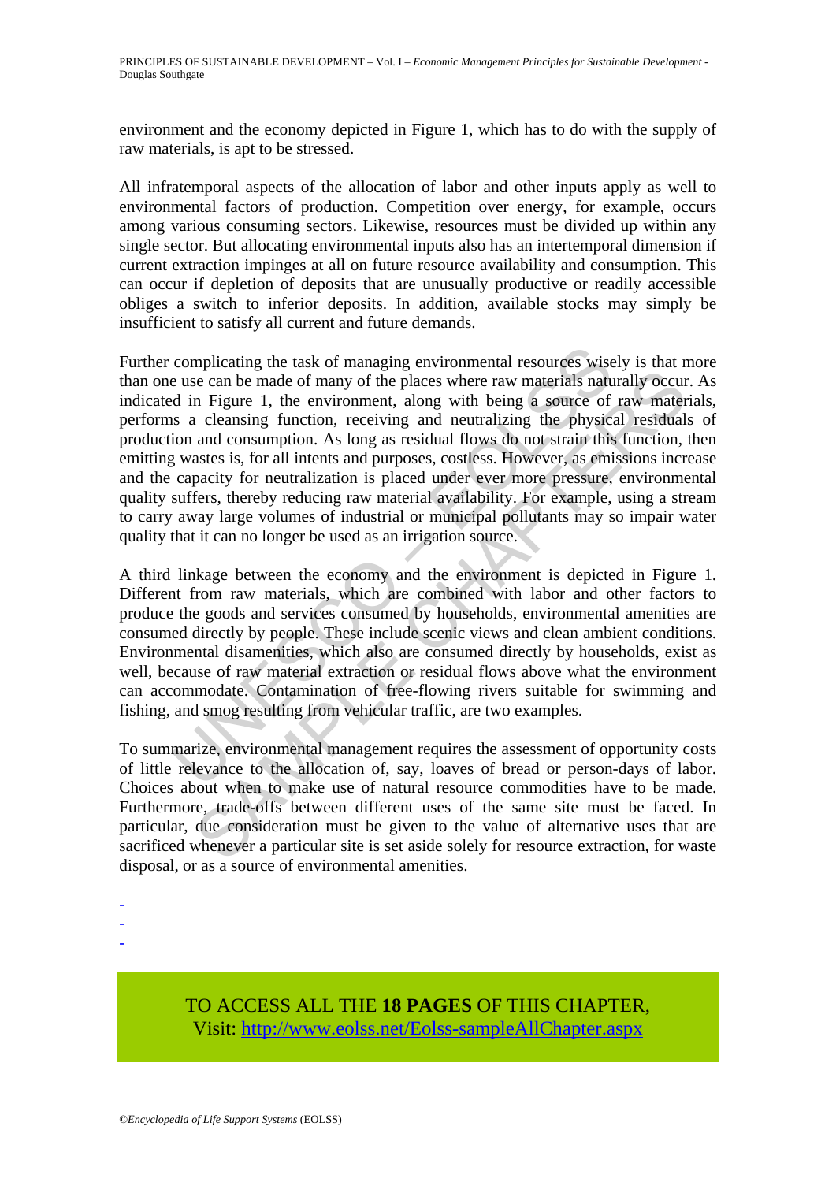environment and the economy depicted in Figure 1, which has to do with the supply of raw materials, is apt to be stressed.

All infratemporal aspects of the allocation of labor and other inputs apply as well to environmental factors of production. Competition over energy, for example, occurs among various consuming sectors. Likewise, resources must be divided up within any single sector. But allocating environmental inputs also has an intertemporal dimension if current extraction impinges at all on future resource availability and consumption. This can occur if depletion of deposits that are unusually productive or readily accessible obliges a switch to inferior deposits. In addition, available stocks may simply be insufficient to satisfy all current and future demands.

Further complicating the task of managing environmental resources wisely is that more than one use can be made of many of the places where raw materials naturally occur. As indicated in Figure 1, the environment, along with being a source of raw materials, performs a cleansing function, receiving and neutralizing the physical residuals of production and consumption. As long as residual flows do not strain this function, then emitting wastes is, for all intents and purposes, costless. However, as emissions increase and the capacity for neutralization is placed under ever more pressure, environmental quality suffers, thereby reducing raw material availability. For example, using a stream to carry away large volumes of industrial or municipal pollutants may so impair water quality that it can no longer be used as an irrigation source.

A third linkage between the economy and the environment is depicted in Figure 1. Different from raw materials, which are combined with labor and other factors to produce the goods and services consumed by households, environmental amenities are consumed directly by people. These include scenic views and clean ambient conditions. Environmental disamenities, which also are consumed directly by households, exist as well, because of raw material extraction or residual flows above what the environment can accommodate. Contamination of free-flowing rivers suitable for swimming and fishing, and smog resulting from vehicular traffic, are two examples.

To summarize, environmental management requires the assessment of opportunity costs of little relevance to the allocation of, say, loaves of bread or person-days of labor. Choices about when to make use of natural resource commodities have to be made. Furthermore, trade-offs between different uses of the same site must be faced. In particular, due consideration must be given to the value of alternative uses that are sacrificed whenever a particular site is set aside solely for resource extraction, for waste disposal, or as a source of environmental amenities.

-
-
-

TO ACCESS ALL THE **18 PAGES** OF THIS CHAPTER,
Visit: [http://www.eolss.net/Eolss-sampleAllChapter.aspx](http://www.eolss.net/Eolss-sampleAllChapter.aspx)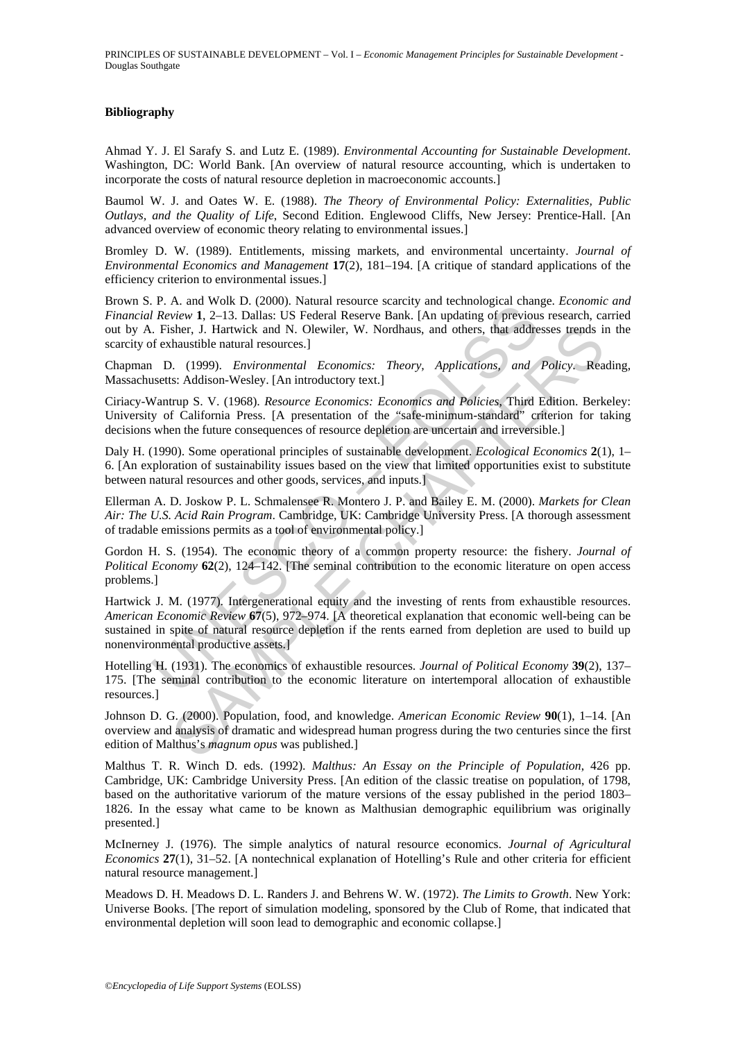### Bibliography

Ahmad Y. J. El Sarafy S. and Lutz E. (1989). *Environmental Accounting for Sustainable Development*. Washington, DC: World Bank. [An overview of natural resource accounting, which is undertaken to incorporate the costs of natural resource depletion in macroeconomic accounts.]

Baumol W. J. and Oates W. E. (1988). *The Theory of Environmental Policy: Externalities, Public Outlays, and the Quality of Life*, Second Edition. Englewood Cliffs, New Jersey: Prentice-Hall. [An advanced overview of economic theory relating to environmental issues.]

Bromley D. W. (1989). Entitlements, missing markets, and environmental uncertainty. *Journal of Environmental Economics and Management* **17**(2), 181–194. [A critique of standard applications of the efficiency criterion to environmental issues.]

Brown S. P. A. and Wolk D. (2000). Natural resource scarcity and technological change. *Economic and Financial Review* **1**, 2–13. Dallas: US Federal Reserve Bank. [An updating of previous research, carried out by A. Fisher, J. Hartwick and N. Olewiler, W. Nordhaus, and others, that addresses trends in the scarcity of exhaustible natural resources.]

Chapman D. (1999). *Environmental Economics: Theory, Applications, and Policy*. Reading, Massachusetts: Addison-Wesley. [An introductory text.]

Ciriacy-Wantrup S. V. (1968). *Resource Economics: Economics and Policies*, Third Edition. Berkeley: University of California Press. [A presentation of the "safe-minimum-standard" criterion for taking decisions when the future consequences of resource depletion are uncertain and irreversible.]

Daly H. (1990). Some operational principles of sustainable development. *Ecological Economics* **2**(1), 1–6. [An exploration of sustainability issues based on the view that limited opportunities exist to substitute between natural resources and other goods, services, and inputs.]

Ellerman A. D. Joskow P. L. Schmalensee R. Montero J. P. and Bailey E. M. (2000). *Markets for Clean Air: The U.S. Acid Rain Program*. Cambridge, UK: Cambridge University Press. [A thorough assessment of tradable emissions permits as a tool of environmental policy.]

Gordon H. S. (1954). The economic theory of a common property resource: the fishery. *Journal of Political Economy* **62**(2), 124–142. [The seminal contribution to the economic literature on open access problems.]

Hartwick J. M. (1977). Intergenerational equity and the investing of rents from exhaustible resources. *American Economic Review* **67**(5), 972–974. [A theoretical explanation that economic well-being can be sustained in spite of natural resource depletion if the rents earned from depletion are used to build up nonenvironmental productive assets.]

Hotelling H. (1931). The economics of exhaustible resources. *Journal of Political Economy* **39**(2), 137–175. [The seminal contribution to the economic literature on intertemporal allocation of exhaustible resources.]

Johnson D. G. (2000). Population, food, and knowledge. *American Economic Review* **90**(1), 1–14. [An overview and analysis of dramatic and widespread human progress during the two centuries since the first edition of Malthus's *magnum opus* was published.]

Malthus T. R. Winch D. eds. (1992). *Malthus: An Essay on the Principle of Population*, 426 pp. Cambridge, UK: Cambridge University Press. [An edition of the classic treatise on population, of 1798, based on the authoritative variorum of the mature versions of the essay published in the period 1803–1826. In the essay what came to be known as Malthusian demographic equilibrium was originally presented.]

McInerney J. (1976). The simple analytics of natural resource economics. *Journal of Agricultural Economics* **27**(1), 31–52. [A nontechnical explanation of Hotelling's Rule and other criteria for efficient natural resource management.]

Meadows D. H. Meadows D. L. Randers J. and Behrens W. W. (1972). *The Limits to Growth*. New York: Universe Books. [The report of simulation modeling, sponsored by the Club of Rome, that indicated that environmental depletion will soon lead to demographic and economic collapse.]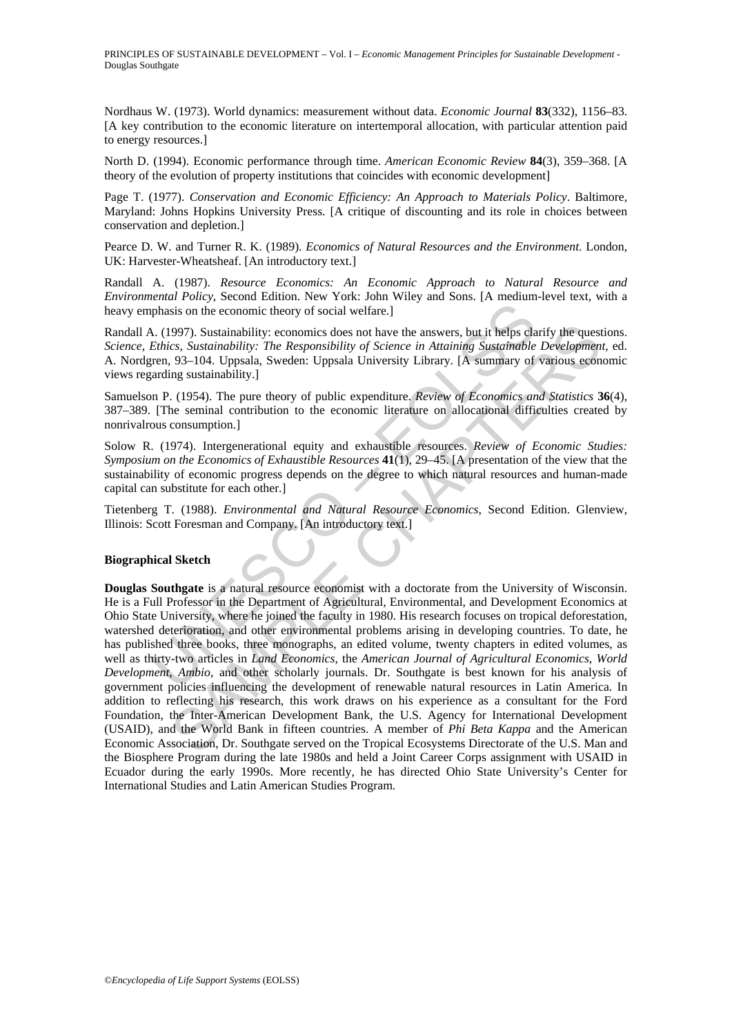Nordhaus W. (1973). World dynamics: measurement without data. *Economic Journal* **83**(332), 1156–83. [A key contribution to the economic literature on intertemporal allocation, with particular attention paid to energy resources.]

North D. (1994). Economic performance through time. *American Economic Review* **84**(3), 359–368. [A theory of the evolution of property institutions that coincides with economic development]

Page T. (1977). *Conservation and Economic Efficiency: An Approach to Materials Policy*. Baltimore, Maryland: Johns Hopkins University Press. [A critique of discounting and its role in choices between conservation and depletion.]

Pearce D. W. and Turner R. K. (1989). *Economics of Natural Resources and the Environment*. London, UK: Harvester-Wheatsheaf. [An introductory text.]

Randall A. (1987). *Resource Economics: An Economic Approach to Natural Resource and Environmental Policy*, Second Edition. New York: John Wiley and Sons. [A medium-level text, with a heavy emphasis on the economic theory of social welfare.]

Randall A. (1997). Sustainability: economics does not have the answers, but it helps clarify the questions. *Science, Ethics, Sustainability: The Responsibility of Science in Attaining Sustainable Development*, ed. A. Nordgren, 93–104. Uppsala, Sweden: Uppsala University Library. [A summary of various economic views regarding sustainability.]

Samuelson P. (1954). The pure theory of public expenditure. *Review of Economics and Statistics* **36**(4), 387–389. [The seminal contribution to the economic literature on allocational difficulties created by nonrivalrous consumption.]

Solow R. (1974). Intergenerational equity and exhaustible resources. *Review of Economic Studies: Symposium on the Economics of Exhaustible Resources* **41**(1), 29–45. [A presentation of the view that the sustainability of economic progress depends on the degree to which natural resources and human-made capital can substitute for each other.]

Tietenberg T. (1988). *Environmental and Natural Resource Economics*, Second Edition. Glenview, Illinois: Scott Foresman and Company. [An introductory text.]

#### Biographical Sketch

**Douglas Southgate** is a natural resource economist with a doctorate from the University of Wisconsin. He is a Full Professor in the Department of Agricultural, Environmental, and Development Economics at Ohio State University, where he joined the faculty in 1980. His research focuses on tropical deforestation, watershed deterioration, and other environmental problems arising in developing countries. To date, he has published three books, three monographs, an edited volume, twenty chapters in edited volumes, as well as thirty-two articles in *Land Economics*, the *American Journal of Agricultural Economics*, *World Development*, *Ambio*, and other scholarly journals. Dr. Southgate is best known for his analysis of government policies influencing the development of renewable natural resources in Latin America. In addition to reflecting his research, this work draws on his experience as a consultant for the Ford Foundation, the Inter-American Development Bank, the U.S. Agency for International Development (USAID), and the World Bank in fifteen countries. A member of *Phi Beta Kappa* and the American Economic Association, Dr. Southgate served on the Tropical Ecosystems Directorate of the U.S. Man and the Biosphere Program during the late 1980s and held a Joint Career Corps assignment with USAID in Ecuador during the early 1990s. More recently, he has directed Ohio State University's Center for International Studies and Latin American Studies Program.